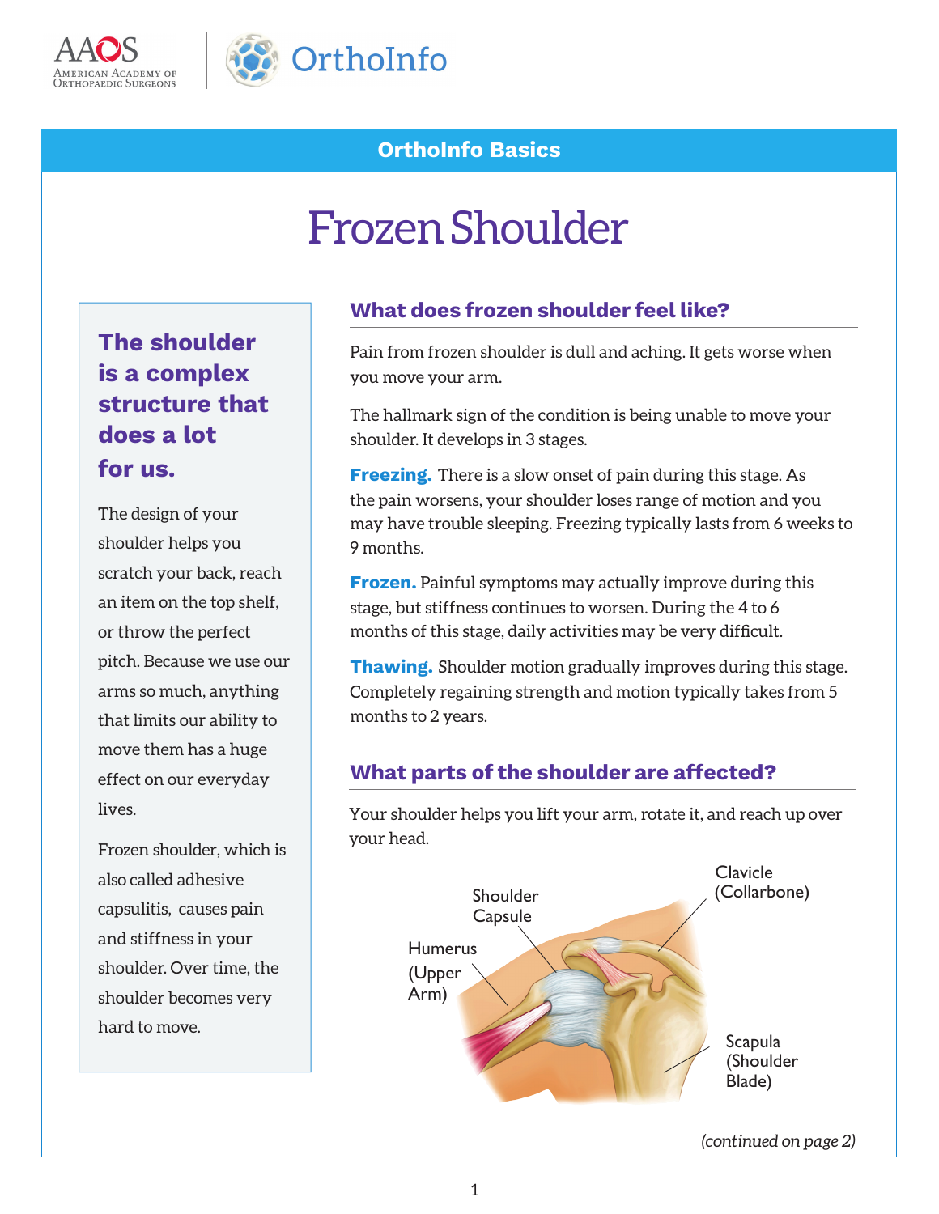OrthoInfo Basics

# Frozen Shoulder

### The shoulder is a complex structure that does a lot for us.

The design of your shoulder helps you scratch your back, reach an item on the top shelf, or throw the perfect pitch. Because we use our arms so much, anything that limits our ability to move them has a huge effect on our everyday lives.

Frozen shoulder, which is also called adhesive capsulitis, causes pain and stiffness in your shoulder. Over time, the shoulder becomes very hard to move.

## What does frozen shoulder feel like?

Pain from frozen shoulder is dull and aching. It gets worse when you move your arm.

The hallmark sign of the condition is being unable to move your shoulder. It develops in 3 stages.

**Freezing.** There is a slow onset of pain during this stage. As the pain worsens, your shoulder loses range of motion and you may have trouble sleeping. Freezing typically lasts from 6 weeks to 9 months.

**Frozen.** Painful symptoms may actually improve during this stage, but stiffness continues to worsen. During the 4 to 6 months of this stage, daily activities may be very difficult.

**Thawing.** Shoulder motion gradually improves during this stage. Completely regaining strength and motion typically takes from 5 months to 2 years.

## What parts of the shoulder are affected?

Your shoulder helps you lift your arm, rotate it, and reach up over your head.

Shoulder Capsule; Clavicle (Collarbone); Humerus (Upper Arm); Scapula (Shoulder Blade)

*(continued on page 2)*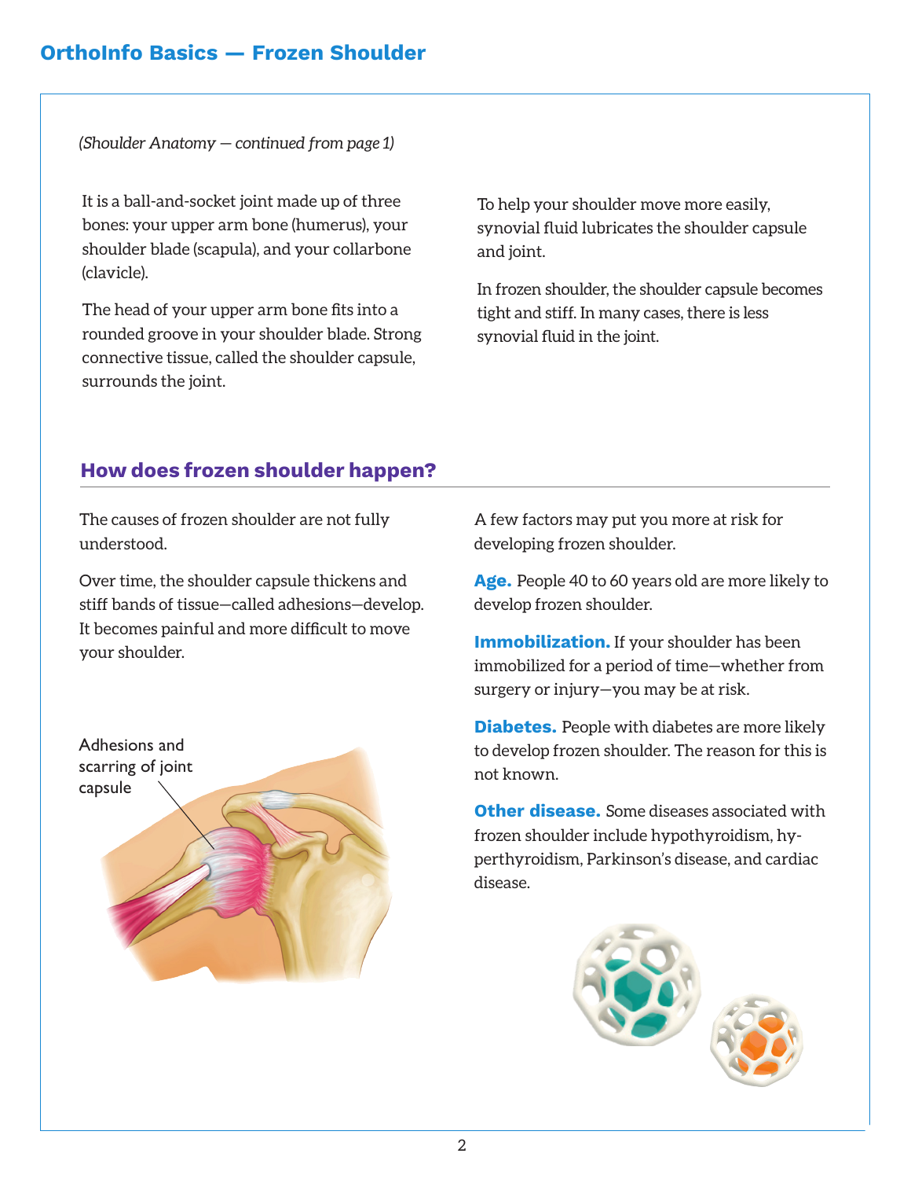*(Shoulder Anatomy — continued from page 1)*

It is a ball-and-socket joint made up of three bones: your upper arm bone (humerus), your shoulder blade (scapula), and your collarbone (clavicle).

The head of your upper arm bone fits into a rounded groove in your shoulder blade. Strong connective tissue, called the shoulder capsule, surrounds the joint.

To help your shoulder move more easily, synovial fluid lubricates the shoulder capsule and joint.

In frozen shoulder, the shoulder capsule becomes tight and stiff. In many cases, there is less synovial fluid in the joint.

## How does frozen shoulder happen?

The causes of frozen shoulder are not fully understood.

Over time, the shoulder capsule thickens and stiff bands of tissue—called adhesions—develop. It becomes painful and more difficult to move your shoulder.

Adhesions and scarring of joint capsule

A few factors may put you more at risk for developing frozen shoulder.

**Age.** People 40 to 60 years old are more likely to develop frozen shoulder.

**Immobilization.** If your shoulder has been immobilized for a period of time—whether from surgery or injury—you may be at risk.

**Diabetes.** People with diabetes are more likely to develop frozen shoulder. The reason for this is not known.

**Other disease.** Some diseases associated with frozen shoulder include hypothyroidism, hyperthyroidism, Parkinson's disease, and cardiac disease.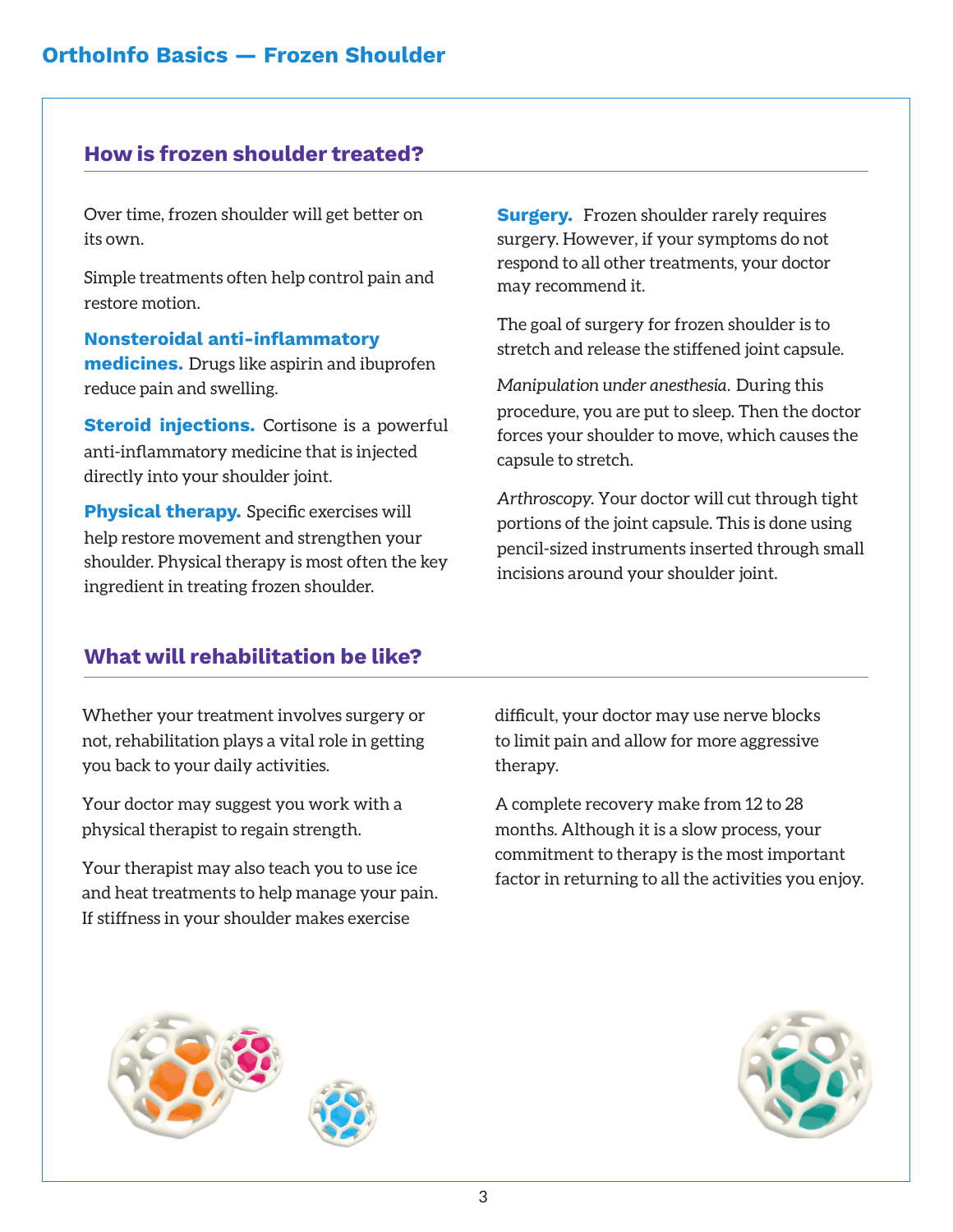## How is frozen shoulder treated?

Over time, frozen shoulder will get better on its own.

Simple treatments often help control pain and restore motion.

**Nonsteroidal anti-inflammatory medicines.** Drugs like aspirin and ibuprofen reduce pain and swelling.

**Steroid injections.** Cortisone is a powerful anti-inflammatory medicine that is injected directly into your shoulder joint.

**Physical therapy.** Specific exercises will help restore movement and strengthen your shoulder. Physical therapy is most often the key ingredient in treating frozen shoulder.

**Surgery.** Frozen shoulder rarely requires surgery. However, if your symptoms do not respond to all other treatments, your doctor may recommend it.

The goal of surgery for frozen shoulder is to stretch and release the stiffened joint capsule.

*Manipulation under anesthesia.* During this procedure, you are put to sleep. Then the doctor forces your shoulder to move, which causes the capsule to stretch.

*Arthroscopy.* Your doctor will cut through tight portions of the joint capsule. This is done using pencil-sized instruments inserted through small incisions around your shoulder joint.

## What will rehabilitation be like?

Whether your treatment involves surgery or not, rehabilitation plays a vital role in getting you back to your daily activities.

Your doctor may suggest you work with a physical therapist to regain strength.

Your therapist may also teach you to use ice and heat treatments to help manage your pain. If stiffness in your shoulder makes exercise difficult, your doctor may use nerve blocks to limit pain and allow for more aggressive therapy.

A complete recovery make from 12 to 28 months. Although it is a slow process, your commitment to therapy is the most important factor in returning to all the activities you enjoy.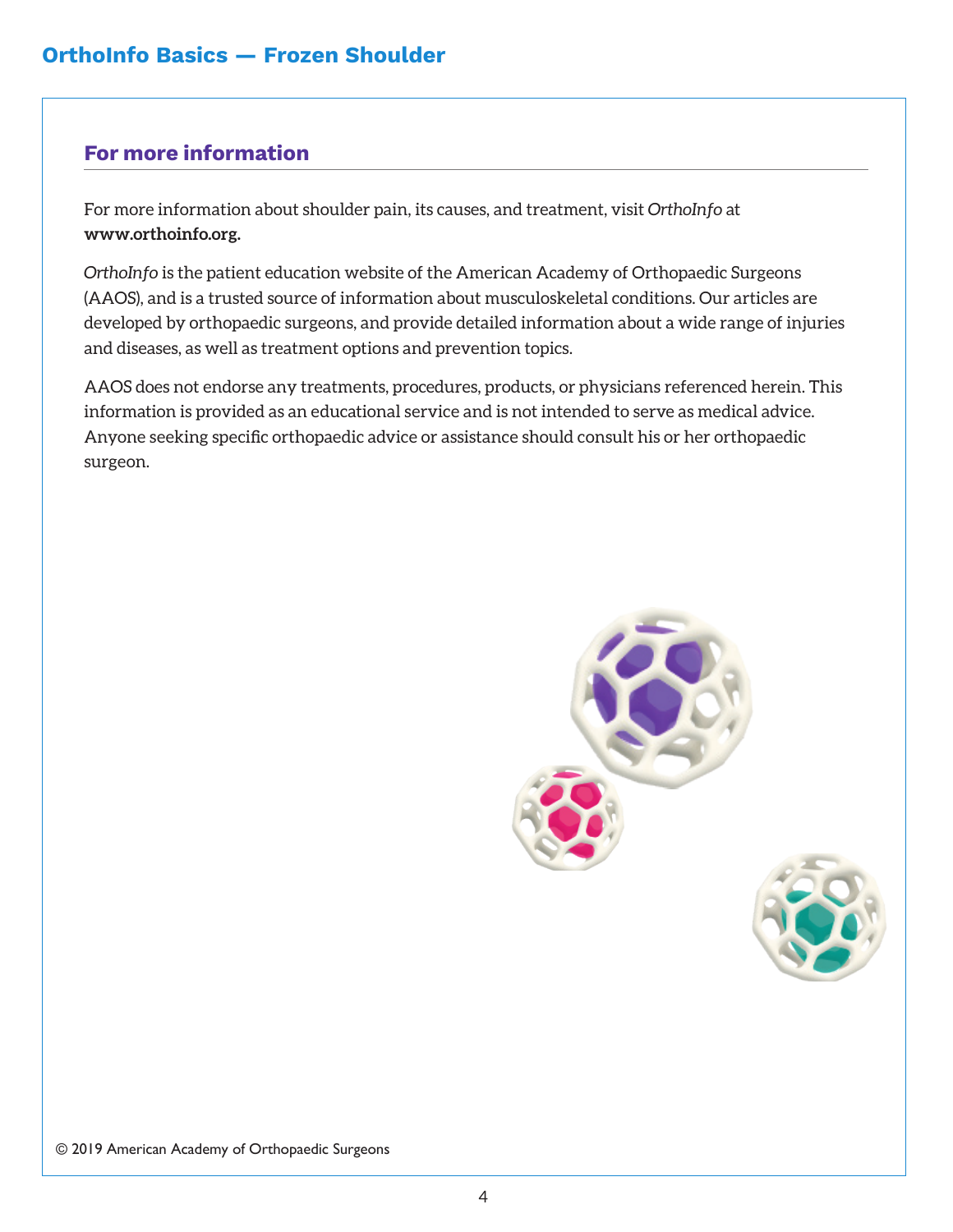## For more information

For more information about shoulder pain, its causes, and treatment, visit *OrthoInfo* at **www.orthoinfo.org.**

*OrthoInfo* is the patient education website of the American Academy of Orthopaedic Surgeons (AAOS), and is a trusted source of information about musculoskeletal conditions. Our articles are developed by orthopaedic surgeons, and provide detailed information about a wide range of injuries and diseases, as well as treatment options and prevention topics.

AAOS does not endorse any treatments, procedures, products, or physicians referenced herein. This information is provided as an educational service and is not intended to serve as medical advice. Anyone seeking specific orthopaedic advice or assistance should consult his or her orthopaedic surgeon.

© 2019 American Academy of Orthopaedic Surgeons